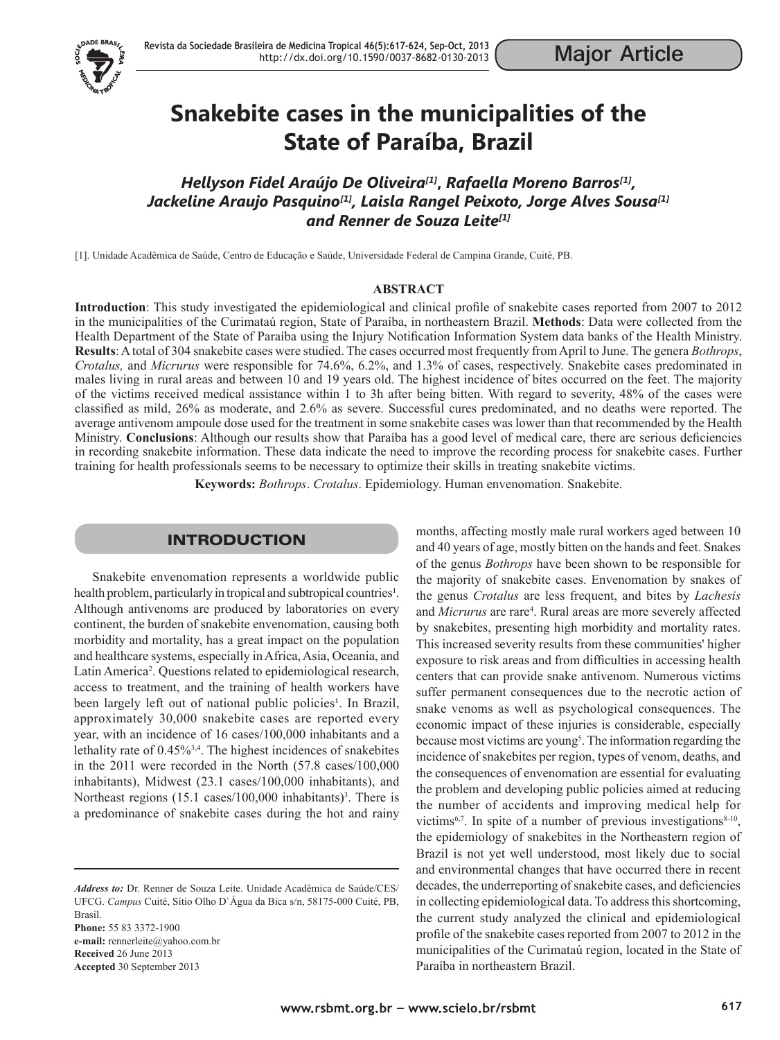Major Article

# Snakebite cases in the municipalities of the State of Paraíba, Brazil

***Hellyson Fidel Araújo De Oliveira[1], Rafaella Moreno Barros[1], Jackeline Araujo Pasquino[1], Laisla Rangel Peixoto, Jorge Alves Sousa[1] and Renner de Souza Leite[1]***

[1]. Unidade Acadêmica de Saúde, Centro de Educação e Saúde, Universidade Federal de Campina Grande, Cuité, PB.

## ABSTRACT

**Introduction**: This study investigated the epidemiological and clinical profile of snakebite cases reported from 2007 to 2012 in the municipalities of the Curimataú region, State of Paraíba, in northeastern Brazil. **Methods**: Data were collected from the Health Department of the State of Paraíba using the Injury Notification Information System data banks of the Health Ministry. **Results**: A total of 304 snakebite cases were studied. The cases occurred most frequently from April to June. The genera *Bothrops*, *Crotalus,* and *Micrurus* were responsible for 74.6%, 6.2%, and 1.3% of cases, respectively. Snakebite cases predominated in males living in rural areas and between 10 and 19 years old. The highest incidence of bites occurred on the feet. The majority of the victims received medical assistance within 1 to 3h after being bitten. With regard to severity, 48% of the cases were classified as mild, 26% as moderate, and 2.6% as severe. Successful cures predominated, and no deaths were reported. The average antivenom ampoule dose used for the treatment in some snakebite cases was lower than that recommended by the Health Ministry. **Conclusions**: Although our results show that Paraíba has a good level of medical care, there are serious deficiencies in recording snakebite information. These data indicate the need to improve the recording process for snakebite cases. Further training for health professionals seems to be necessary to optimize their skills in treating snakebite victims.

**Keywords:** *Bothrops*. *Crotalus*. Epidemiology. Human envenomation. Snakebite.

## INTRODUCTION

Snakebite envenomation represents a worldwide public health problem, particularly in tropical and subtropical countries[1]. Although antivenoms are produced by laboratories on every continent, the burden of snakebite envenomation, causing both morbidity and mortality, has a great impact on the population and healthcare systems, especially in Africa, Asia, Oceania, and Latin America[2]. Questions related to epidemiological research, access to treatment, and the training of health workers have been largely left out of national public policies[1]. In Brazil, approximately 30,000 snakebite cases are reported every year, with an incidence of 16 cases/100,000 inhabitants and a lethality rate of 0.45%[3,4]. The highest incidences of snakebites in the 2011 were recorded in the North (57.8 cases/100,000 inhabitants), Midwest (23.1 cases/100,000 inhabitants), and Northeast regions (15.1 cases/100,000 inhabitants)[3]. There is a predominance of snakebite cases during the hot and rainy months, affecting mostly male rural workers aged between 10 and 40 years of age, mostly bitten on the hands and feet. Snakes of the genus *Bothrops* have been shown to be responsible for the majority of snakebite cases. Envenomation by snakes of the genus *Crotalus* are less frequent, and bites by *Lachesis* and *Micrurus* are rare[4]. Rural areas are more severely affected by snakebites, presenting high morbidity and mortality rates. This increased severity results from these communities' higher exposure to risk areas and from difficulties in accessing health centers that can provide snake antivenom. Numerous victims suffer permanent consequences due to the necrotic action of snake venoms as well as psychological consequences. The economic impact of these injuries is considerable, especially because most victims are young[5]. The information regarding the incidence of snakebites per region, types of venom, deaths, and the consequences of envenomation are essential for evaluating the problem and developing public policies aimed at reducing the number of accidents and improving medical help for victims[6,7]. In spite of a number of previous investigations[8-10], the epidemiology of snakebites in the Northeastern region of Brazil is not yet well understood, most likely due to social and environmental changes that have occurred there in recent decades, the underreporting of snakebite cases, and deficiencies in collecting epidemiological data. To address this shortcoming, the current study analyzed the clinical and epidemiological profile of the snakebite cases reported from 2007 to 2012 in the municipalities of the Curimataú region, located in the State of Paraíba in northeastern Brazil.

---

***Address to:*** Dr. Renner de Souza Leite. Unidade Acadêmica de Saúde/CES/UFCG. *Campus* Cuité, Sítio Olho D`Água da Bica s/n, 58175-000 Cuité, PB, Brasil.
**Phone:** 55 83 3372-1900
**e-mail:** rennerleite@yahoo.com.br
**Received** 26 June 2013
**Accepted** 30 September 2013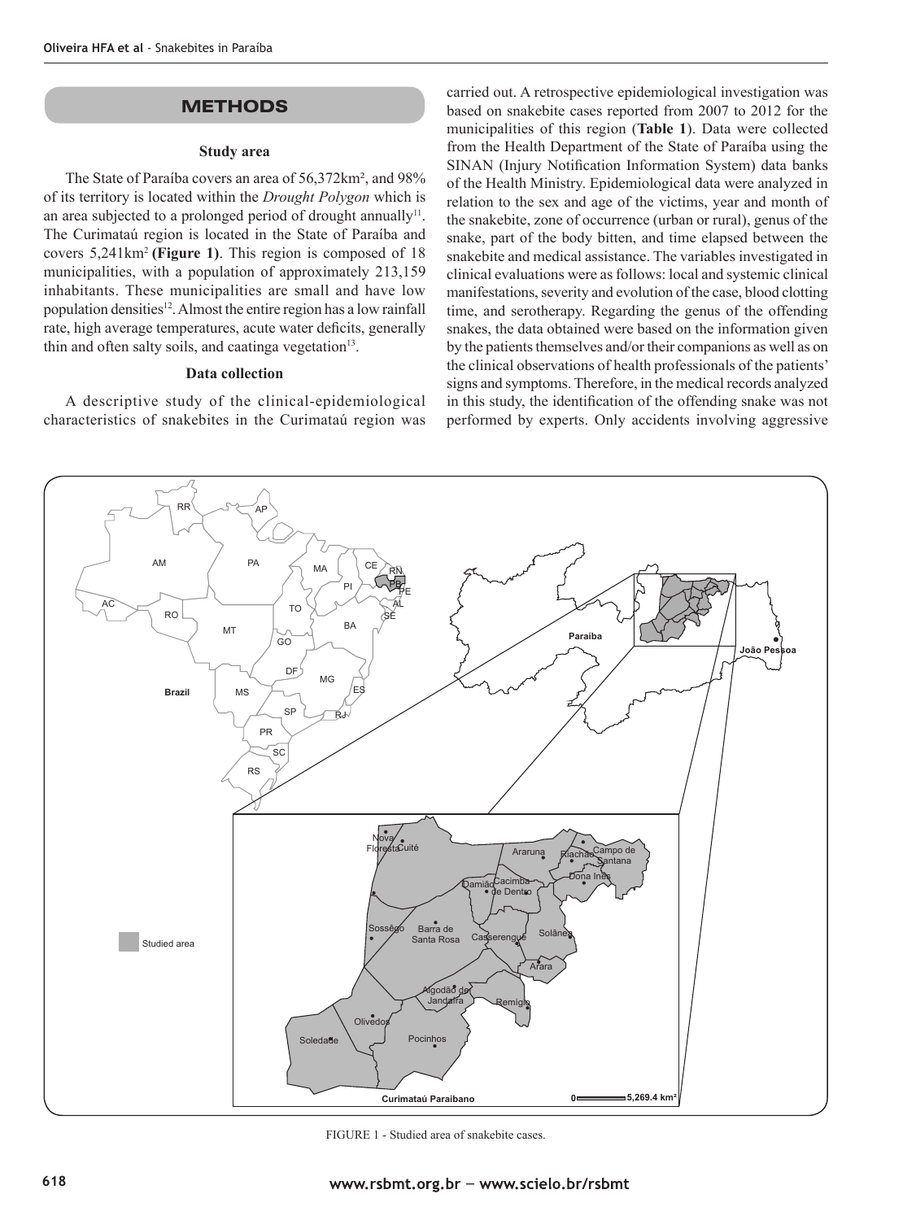## METHODS

### Study area

The State of Paraíba covers an area of 56,372km², and 98% of its territory is located within the *Drought Polygon* which is an area subjected to a prolonged period of drought annually[11]. The Curimataú region is located in the State of Paraíba and covers 5,241km² **(Figure 1)**. This region is composed of 18 municipalities, with a population of approximately 213,159 inhabitants. These municipalities are small and have low population densities[12]. Almost the entire region has a low rainfall rate, high average temperatures, acute water deficits, generally thin and often salty soils, and caatinga vegetation[13].

### Data collection

A descriptive study of the clinical-epidemiological characteristics of snakebites in the Curimataú region was carried out. A retrospective epidemiological investigation was based on snakebite cases reported from 2007 to 2012 for the municipalities of this region (**Table 1**). Data were collected from the Health Department of the State of Paraíba using the SINAN (Injury Notification Information System) data banks of the Health Ministry. Epidemiological data were analyzed in relation to the sex and age of the victims, year and month of the snakebite, zone of occurrence (urban or rural), genus of the snake, part of the body bitten, and time elapsed between the snakebite and medical assistance. The variables investigated in clinical evaluations were as follows: local and systemic clinical manifestations, severity and evolution of the case, blood clotting time, and serotherapy. Regarding the genus of the offending snakes, the data obtained were based on the information given by the patients themselves and/or their companions as well as on the clinical observations of health professionals of the patients' signs and symptoms. Therefore, in the medical records analyzed in this study, the identification of the offending snake was not performed by experts. Only accidents involving aggressive

RR
AP
AM
PA
MA
CE
RN
PB
PI
PE
AC
AL
RO
TO
SE
BA
MT
GO
DF
MG
Brazil
MS
ES
SP
RJ
PR
SC
RS
Paraíba
João Pessoa
Studied area
Nova Floresta
Cuité
Araruna
Riachão
Campo de Santana
Damião
Cacimba de Dentro
Dona Inês
Sossêgo
Barra de Santa Rosa
Casserengue
Solânea
Arara
Algodão de Jandaíra
Remígio
Olivedos
Soledade
Pocinhos
Curimataú Paraibano
0 5,269.4 km²

FIGURE 1 - Studied area of snakebite cases.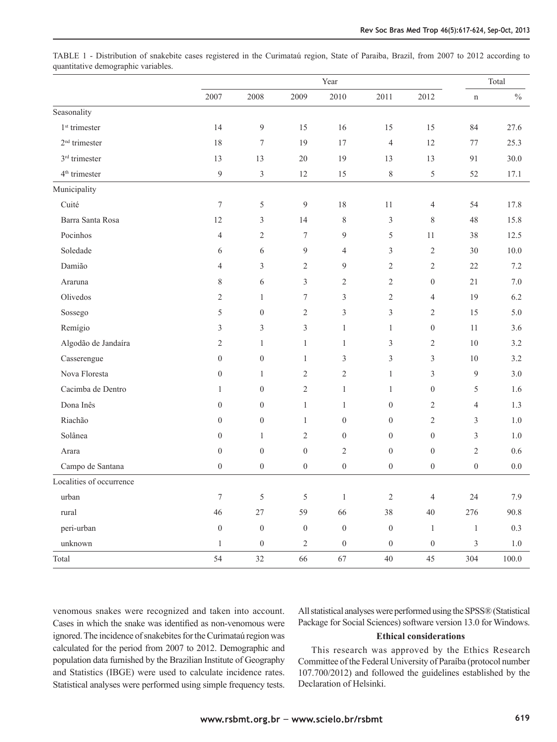TABLE 1 - Distribution of snakebite cases registered in the Curimataú region, State of Paraiba, Brazil, from 2007 to 2012 according to quantitative demographic variables.

| | Year | | | | | | Total | |
|---|---|---|---|---|---|---|---|---|
| | 2007 | 2008 | 2009 | 2010 | 2011 | 2012 | n | % |
| Seasonality | | | | | | | | |
| 1st trimester | 14 | 9 | 15 | 16 | 15 | 15 | 84 | 27.6 |
| 2nd trimester | 18 | 7 | 19 | 17 | 4 | 12 | 77 | 25.3 |
| 3rd trimester | 13 | 13 | 20 | 19 | 13 | 13 | 91 | 30.0 |
| 4th trimester | 9 | 3 | 12 | 15 | 8 | 5 | 52 | 17.1 |
| Municipality | | | | | | | | |
| Cuité | 7 | 5 | 9 | 18 | 11 | 4 | 54 | 17.8 |
| Barra Santa Rosa | 12 | 3 | 14 | 8 | 3 | 8 | 48 | 15.8 |
| Pocinhos | 4 | 2 | 7 | 9 | 5 | 11 | 38 | 12.5 |
| Soledade | 6 | 6 | 9 | 4 | 3 | 2 | 30 | 10.0 |
| Damião | 4 | 3 | 2 | 9 | 2 | 2 | 22 | 7.2 |
| Araruna | 8 | 6 | 3 | 2 | 2 | 0 | 21 | 7.0 |
| Olivedos | 2 | 1 | 7 | 3 | 2 | 4 | 19 | 6.2 |
| Sossego | 5 | 0 | 2 | 3 | 3 | 2 | 15 | 5.0 |
| Remígio | 3 | 3 | 3 | 1 | 1 | 0 | 11 | 3.6 |
| Algodão de Jandaíra | 2 | 1 | 1 | 1 | 3 | 2 | 10 | 3.2 |
| Casserengue | 0 | 0 | 1 | 3 | 3 | 3 | 10 | 3.2 |
| Nova Floresta | 0 | 1 | 2 | 2 | 1 | 3 | 9 | 3.0 |
| Cacimba de Dentro | 1 | 0 | 2 | 1 | 1 | 0 | 5 | 1.6 |
| Dona Inês | 0 | 0 | 1 | 1 | 0 | 2 | 4 | 1.3 |
| Riachão | 0 | 0 | 1 | 0 | 0 | 2 | 3 | 1.0 |
| Solânea | 0 | 1 | 2 | 0 | 0 | 0 | 3 | 1.0 |
| Arara | 0 | 0 | 0 | 2 | 0 | 0 | 2 | 0.6 |
| Campo de Santana | 0 | 0 | 0 | 0 | 0 | 0 | 0 | 0.0 |
| Localities of occurrence | | | | | | | | |
| urban | 7 | 5 | 5 | 1 | 2 | 4 | 24 | 7.9 |
| rural | 46 | 27 | 59 | 66 | 38 | 40 | 276 | 90.8 |
| peri-urban | 0 | 0 | 0 | 0 | 0 | 1 | 1 | 0.3 |
| unknown | 1 | 0 | 2 | 0 | 0 | 0 | 3 | 1.0 |
| Total | 54 | 32 | 66 | 67 | 40 | 45 | 304 | 100.0 |

venomous snakes were recognized and taken into account. Cases in which the snake was identified as non-venomous were ignored. The incidence of snakebites for the Curimataú region was calculated for the period from 2007 to 2012. Demographic and population data furnished by the Brazilian Institute of Geography and Statistics (IBGE) were used to calculate incidence rates. Statistical analyses were performed using simple frequency tests. All statistical analyses were performed using the SPSS® (Statistical Package for Social Sciences) software version 13.0 for Windows.

### Ethical considerations

This research was approved by the Ethics Research Committee of the Federal University of Paraíba (protocol number 107.700/2012) and followed the guidelines established by the Declaration of Helsinki.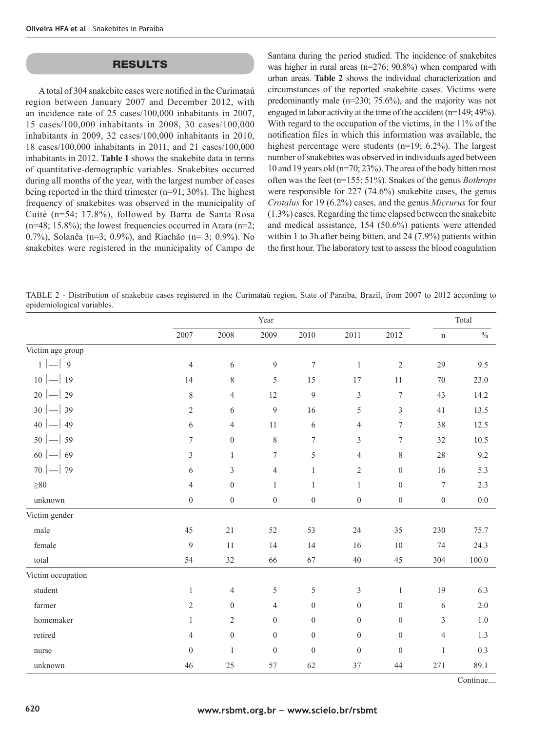## RESULTS

A total of 304 snakebite cases were notified in the Curimataú region between January 2007 and December 2012, with an incidence rate of 25 cases/100,000 inhabitants in 2007, 15 cases/100,000 inhabitants in 2008, 30 cases/100,000 inhabitants in 2009, 32 cases/100,000 inhabitants in 2010, 18 cases/100,000 inhabitants in 2011, and 21 cases/100,000 inhabitants in 2012. **Table 1** shows the snakebite data in terms of quantitative-demographic variables. Snakebites occurred during all months of the year, with the largest number of cases being reported in the third trimester (n=91; 30%). The highest frequency of snakebites was observed in the municipality of Cuité (n=54; 17.8%), followed by Barra de Santa Rosa (n=48; 15.8%); the lowest frequencies occurred in Arara (n=2; 0.7%), Solanêa (n=3; 0.9%), and Riachão (n= 3; 0.9%). No snakebites were registered in the municipality of Campo de Santana during the period studied. The incidence of snakebites was higher in rural areas (n=276; 90.8%) when compared with urban areas. **Table 2** shows the individual characterization and circumstances of the reported snakebite cases. Victims were predominantly male (n=230; 75.6%), and the majority was not engaged in labor activity at the time of the accident (n=149; 49%). With regard to the occupation of the victims, in the 11% of the notification files in which this information was available, the highest percentage were students (n=19; 6.2%). The largest number of snakebites was observed in individuals aged between 10 and 19 years old (n=70; 23%). The area of the body bitten most often was the feet (n=155; 51%). Snakes of the genus *Bothrops* were responsible for 227 (74.6%) snakebite cases, the genus *Crotalus* for 19 (6.2%) cases, and the genus *Micrurus* for four (1.3%) cases. Regarding the time elapsed between the snakebite and medical assistance, 154 (50.6%) patients were attended within 1 to 3h after being bitten, and 24 (7.9%) patients within the first hour. The laboratory test to assess the blood coagulation

TABLE 2 - Distribution of snakebite cases registered in the Curimataú region, State of Paraíba, Brazil, from 2007 to 2012 according to epidemiological variables.

| | Year | | | | | | Total | |
|---|---|---|---|---|---|---|---|---|
| | 2007 | 2008 | 2009 | 2010 | 2011 | 2012 | n | % |
| Victim age group | | | | | | | | |
| 1 \|—\| 9 | 4 | 6 | 9 | 7 | 1 | 2 | 29 | 9.5 |
| 10 \|—\| 19 | 14 | 8 | 5 | 15 | 17 | 11 | 70 | 23.0 |
| 20 \|—\| 29 | 8 | 4 | 12 | 9 | 3 | 7 | 43 | 14.2 |
| 30 \|—\| 39 | 2 | 6 | 9 | 16 | 5 | 3 | 41 | 13.5 |
| 40 \|—\| 49 | 6 | 4 | 11 | 6 | 4 | 7 | 38 | 12.5 |
| 50 \|—\| 59 | 7 | 0 | 8 | 7 | 3 | 7 | 32 | 10.5 |
| 60 \|—\| 69 | 3 | 1 | 7 | 5 | 4 | 8 | 28 | 9.2 |
| 70 \|—\| 79 | 6 | 3 | 4 | 1 | 2 | 0 | 16 | 5.3 |
| ≥80 | 4 | 0 | 1 | 1 | 1 | 0 | 7 | 2.3 |
| unknown | 0 | 0 | 0 | 0 | 0 | 0 | 0 | 0.0 |
| Victim gender | | | | | | | | |
| male | 45 | 21 | 52 | 53 | 24 | 35 | 230 | 75.7 |
| female | 9 | 11 | 14 | 14 | 16 | 10 | 74 | 24.3 |
| total | 54 | 32 | 66 | 67 | 40 | 45 | 304 | 100.0 |
| Victim occupation | | | | | | | | |
| student | 1 | 4 | 5 | 5 | 3 | 1 | 19 | 6.3 |
| farmer | 2 | 0 | 4 | 0 | 0 | 0 | 6 | 2.0 |
| homemaker | 1 | 2 | 0 | 0 | 0 | 0 | 3 | 1.0 |
| retired | 4 | 0 | 0 | 0 | 0 | 0 | 4 | 1.3 |
| nurse | 0 | 1 | 0 | 0 | 0 | 0 | 1 | 0.3 |
| unknown | 46 | 25 | 57 | 62 | 37 | 44 | 271 | 89.1 |

Continue....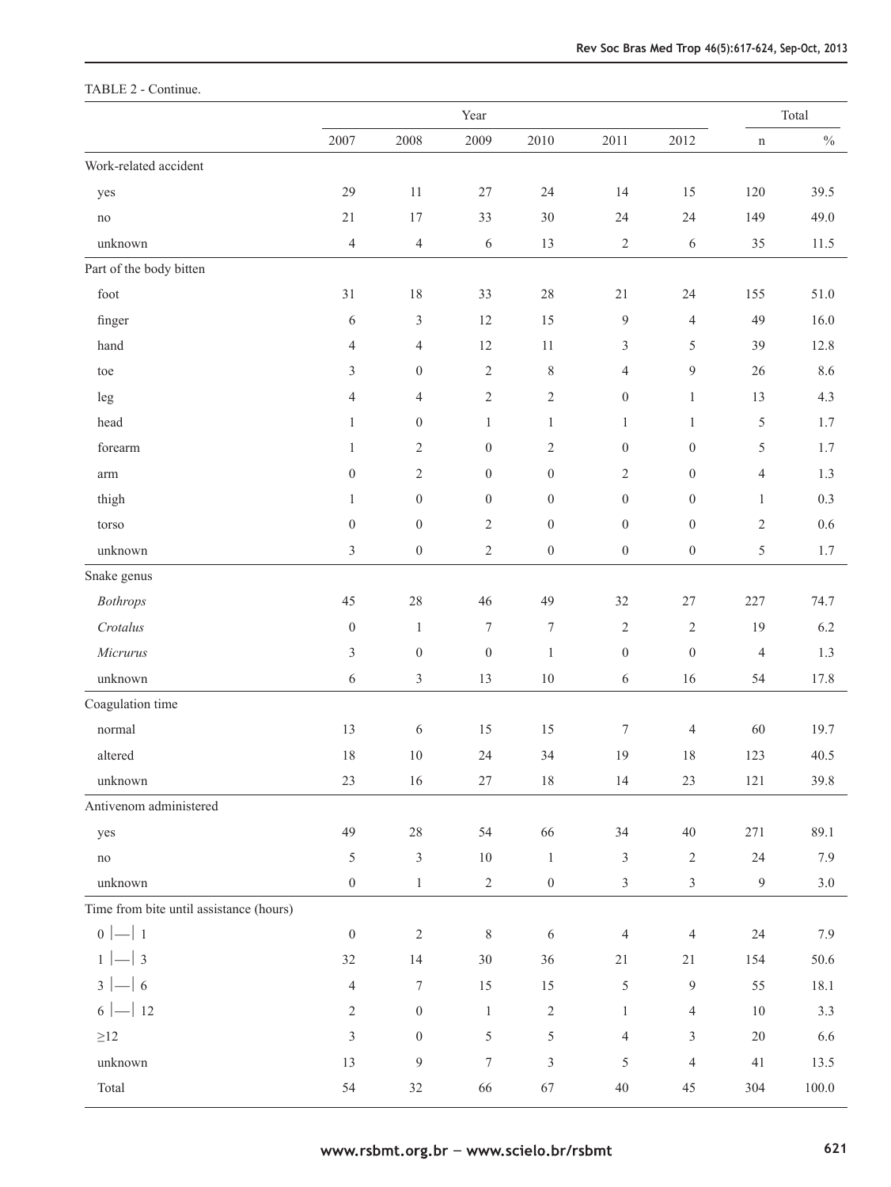TABLE 2 - Continue.

| | Year | | | | | | Total | |
|---|---|---|---|---|---|---|---|---|
| | 2007 | 2008 | 2009 | 2010 | 2011 | 2012 | n | % |
| Work-related accident | | | | | | | | |
| yes | 29 | 11 | 27 | 24 | 14 | 15 | 120 | 39.5 |
| no | 21 | 17 | 33 | 30 | 24 | 24 | 149 | 49.0 |
| unknown | 4 | 4 | 6 | 13 | 2 | 6 | 35 | 11.5 |
| Part of the body bitten | | | | | | | | |
| foot | 31 | 18 | 33 | 28 | 21 | 24 | 155 | 51.0 |
| finger | 6 | 3 | 12 | 15 | 9 | 4 | 49 | 16.0 |
| hand | 4 | 4 | 12 | 11 | 3 | 5 | 39 | 12.8 |
| toe | 3 | 0 | 2 | 8 | 4 | 9 | 26 | 8.6 |
| leg | 4 | 4 | 2 | 2 | 0 | 1 | 13 | 4.3 |
| head | 1 | 0 | 1 | 1 | 1 | 1 | 5 | 1.7 |
| forearm | 1 | 2 | 0 | 2 | 0 | 0 | 5 | 1.7 |
| arm | 0 | 2 | 0 | 0 | 2 | 0 | 4 | 1.3 |
| thigh | 1 | 0 | 0 | 0 | 0 | 0 | 1 | 0.3 |
| torso | 0 | 0 | 2 | 0 | 0 | 0 | 2 | 0.6 |
| unknown | 3 | 0 | 2 | 0 | 0 | 0 | 5 | 1.7 |
| Snake genus | | | | | | | | |
| *Bothrops* | 45 | 28 | 46 | 49 | 32 | 27 | 227 | 74.7 |
| *Crotalus* | 0 | 1 | 7 | 7 | 2 | 2 | 19 | 6.2 |
| *Micrurus* | 3 | 0 | 0 | 1 | 0 | 0 | 4 | 1.3 |
| unknown | 6 | 3 | 13 | 10 | 6 | 16 | 54 | 17.8 |
| Coagulation time | | | | | | | | |
| normal | 13 | 6 | 15 | 15 | 7 | 4 | 60 | 19.7 |
| altered | 18 | 10 | 24 | 34 | 19 | 18 | 123 | 40.5 |
| unknown | 23 | 16 | 27 | 18 | 14 | 23 | 121 | 39.8 |
| Antivenom administered | | | | | | | | |
| yes | 49 | 28 | 54 | 66 | 34 | 40 | 271 | 89.1 |
| no | 5 | 3 | 10 | 1 | 3 | 2 | 24 | 7.9 |
| unknown | 0 | 1 | 2 | 0 | 3 | 3 | 9 | 3.0 |
| Time from bite until assistance (hours) | | | | | | | | |
| 0 \|—\| 1 | 0 | 2 | 8 | 6 | 4 | 4 | 24 | 7.9 |
| 1 \|—\| 3 | 32 | 14 | 30 | 36 | 21 | 21 | 154 | 50.6 |
| 3 \|—\| 6 | 4 | 7 | 15 | 15 | 5 | 9 | 55 | 18.1 |
| 6 \|—\| 12 | 2 | 0 | 1 | 2 | 1 | 4 | 10 | 3.3 |
| ≥12 | 3 | 0 | 5 | 5 | 4 | 3 | 20 | 6.6 |
| unknown | 13 | 9 | 7 | 3 | 5 | 4 | 41 | 13.5 |
| Total | 54 | 32 | 66 | 67 | 40 | 45 | 304 | 100.0 |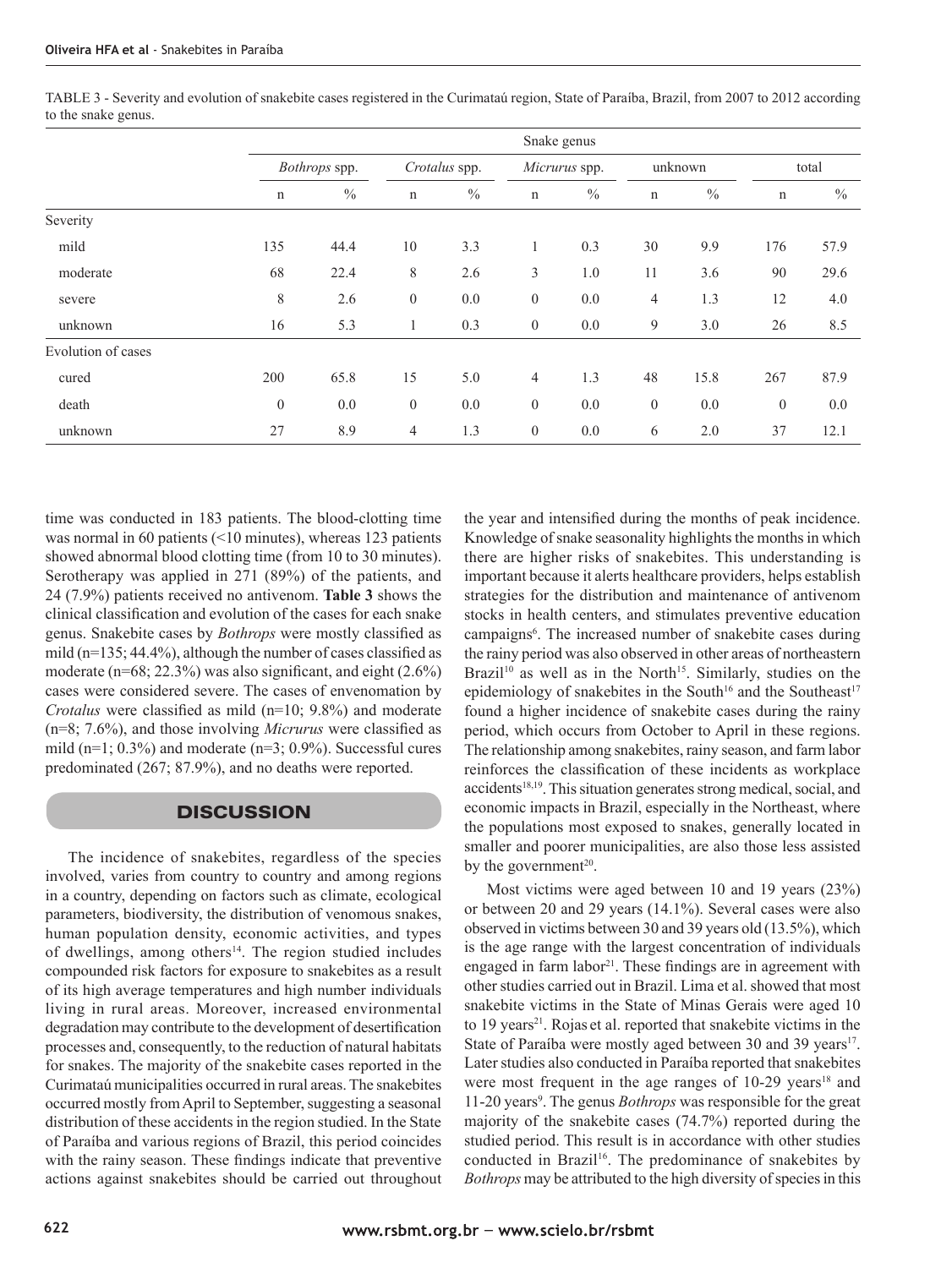TABLE 3 - Severity and evolution of snakebite cases registered in the Curimataú region, State of Paraíba, Brazil, from 2007 to 2012 according to the snake genus.

| | Snake genus | | | | | | | | | |
|---|---|---|---|---|---|---|---|---|---|---|
| | *Bothrops* spp. | | *Crotalus* spp. | | *Micrurus* spp. | | unknown | | total | |
| | n | % | n | % | n | % | n | % | n | % |
| Severity | | | | | | | | | | |
| mild | 135 | 44.4 | 10 | 3.3 | 1 | 0.3 | 30 | 9.9 | 176 | 57.9 |
| moderate | 68 | 22.4 | 8 | 2.6 | 3 | 1.0 | 11 | 3.6 | 90 | 29.6 |
| severe | 8 | 2.6 | 0 | 0.0 | 0 | 0.0 | 4 | 1.3 | 12 | 4.0 |
| unknown | 16 | 5.3 | 1 | 0.3 | 0 | 0.0 | 9 | 3.0 | 26 | 8.5 |
| Evolution of cases | | | | | | | | | | |
| cured | 200 | 65.8 | 15 | 5.0 | 4 | 1.3 | 48 | 15.8 | 267 | 87.9 |
| death | 0 | 0.0 | 0 | 0.0 | 0 | 0.0 | 0 | 0.0 | 0 | 0.0 |
| unknown | 27 | 8.9 | 4 | 1.3 | 0 | 0.0 | 6 | 2.0 | 37 | 12.1 |

time was conducted in 183 patients. The blood-clotting time was normal in 60 patients (<10 minutes), whereas 123 patients showed abnormal blood clotting time (from 10 to 30 minutes). Serotherapy was applied in 271 (89%) of the patients, and 24 (7.9%) patients received no antivenom. **Table 3** shows the clinical classification and evolution of the cases for each snake genus. Snakebite cases by *Bothrops* were mostly classified as mild (n=135; 44.4%), although the number of cases classified as moderate (n=68; 22.3%) was also significant, and eight (2.6%) cases were considered severe. The cases of envenomation by *Crotalus* were classified as mild (n=10; 9.8%) and moderate (n=8; 7.6%), and those involving *Micrurus* were classified as mild (n=1; 0.3%) and moderate (n=3; 0.9%). Successful cures predominated (267; 87.9%), and no deaths were reported.

## DISCUSSION

The incidence of snakebites, regardless of the species involved, varies from country to country and among regions in a country, depending on factors such as climate, ecological parameters, biodiversity, the distribution of venomous snakes, human population density, economic activities, and types of dwellings, among others[14]. The region studied includes compounded risk factors for exposure to snakebites as a result of its high average temperatures and high number individuals living in rural areas. Moreover, increased environmental degradation may contribute to the development of desertification processes and, consequently, to the reduction of natural habitats for snakes. The majority of the snakebite cases reported in the Curimataú municipalities occurred in rural areas. The snakebites occurred mostly from April to September, suggesting a seasonal distribution of these accidents in the region studied. In the State of Paraíba and various regions of Brazil, this period coincides with the rainy season. These findings indicate that preventive actions against snakebites should be carried out throughout the year and intensified during the months of peak incidence. Knowledge of snake seasonality highlights the months in which there are higher risks of snakebites. This understanding is important because it alerts healthcare providers, helps establish strategies for the distribution and maintenance of antivenom stocks in health centers, and stimulates preventive education campaigns[6]. The increased number of snakebite cases during the rainy period was also observed in other areas of northeastern Brazil[10] as well as in the North[15]. Similarly, studies on the epidemiology of snakebites in the South[16] and the Southeast[17] found a higher incidence of snakebite cases during the rainy period, which occurs from October to April in these regions. The relationship among snakebites, rainy season, and farm labor reinforces the classification of these incidents as workplace accidents[18,19]. This situation generates strong medical, social, and economic impacts in Brazil, especially in the Northeast, where the populations most exposed to snakes, generally located in smaller and poorer municipalities, are also those less assisted by the government[20].

Most victims were aged between 10 and 19 years (23%) or between 20 and 29 years (14.1%). Several cases were also observed in victims between 30 and 39 years old (13.5%), which is the age range with the largest concentration of individuals engaged in farm labor[21]. These findings are in agreement with other studies carried out in Brazil. Lima et al. showed that most snakebite victims in the State of Minas Gerais were aged 10 to 19 years[21]. Rojas et al. reported that snakebite victims in the State of Paraíba were mostly aged between 30 and 39 years[17]. Later studies also conducted in Paraíba reported that snakebites were most frequent in the age ranges of 10-29 years[18] and 11-20 years[9]. The genus *Bothrops* was responsible for the great majority of the snakebite cases (74.7%) reported during the studied period. This result is in accordance with other studies conducted in Brazil[16]. The predominance of snakebites by *Bothrops* may be attributed to the high diversity of species in this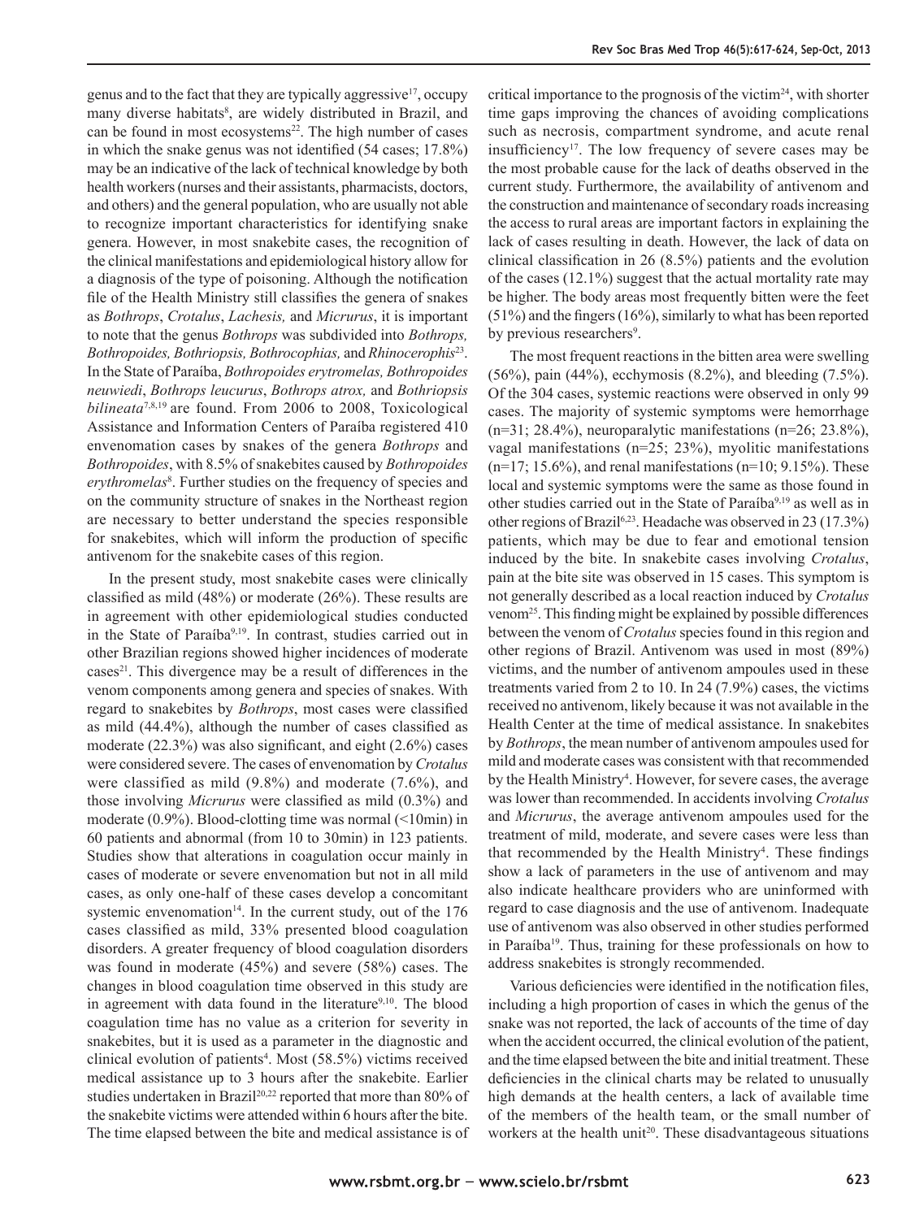genus and to the fact that they are typically aggressive[17], occupy many diverse habitats[8], are widely distributed in Brazil, and can be found in most ecosystems[22]. The high number of cases in which the snake genus was not identified (54 cases; 17.8%) may be an indicative of the lack of technical knowledge by both health workers (nurses and their assistants, pharmacists, doctors, and others) and the general population, who are usually not able to recognize important characteristics for identifying snake genera. However, in most snakebite cases, the recognition of the clinical manifestations and epidemiological history allow for a diagnosis of the type of poisoning. Although the notification file of the Health Ministry still classifies the genera of snakes as *Bothrops*, *Crotalus*, *Lachesis,* and *Micrurus*, it is important to note that the genus *Bothrops* was subdivided into *Bothrops, Bothropoides, Bothriopsis, Bothrocophias,* and *Rhinocerophis*[23]. In the State of Paraíba, *Bothropoides erytromelas, Bothropoides neuwiedi*, *Bothrops leucurus*, *Bothrops atrox,* and *Bothriopsis bilineata*[7,8,19] are found. From 2006 to 2008, Toxicological Assistance and Information Centers of Paraíba registered 410 envenomation cases by snakes of the genera *Bothrops* and *Bothropoides*, with 8.5% of snakebites caused by *Bothropoides erythromelas*[8]. Further studies on the frequency of species and on the community structure of snakes in the Northeast region are necessary to better understand the species responsible for snakebites, which will inform the production of specific antivenom for the snakebite cases of this region.

In the present study, most snakebite cases were clinically classified as mild (48%) or moderate (26%). These results are in agreement with other epidemiological studies conducted in the State of Paraíba[9,19]. In contrast, studies carried out in other Brazilian regions showed higher incidences of moderate cases[21]. This divergence may be a result of differences in the venom components among genera and species of snakes. With regard to snakebites by *Bothrops*, most cases were classified as mild (44.4%), although the number of cases classified as moderate (22.3%) was also significant, and eight (2.6%) cases were considered severe. The cases of envenomation by *Crotalus* were classified as mild (9.8%) and moderate (7.6%), and those involving *Micrurus* were classified as mild (0.3%) and moderate (0.9%). Blood-clotting time was normal (<10min) in 60 patients and abnormal (from 10 to 30min) in 123 patients. Studies show that alterations in coagulation occur mainly in cases of moderate or severe envenomation but not in all mild cases, as only one-half of these cases develop a concomitant systemic envenomation[14]. In the current study, out of the 176 cases classified as mild, 33% presented blood coagulation disorders. A greater frequency of blood coagulation disorders was found in moderate (45%) and severe (58%) cases. The changes in blood coagulation time observed in this study are in agreement with data found in the literature[9,10]. The blood coagulation time has no value as a criterion for severity in snakebites, but it is used as a parameter in the diagnostic and clinical evolution of patients[4]. Most (58.5%) victims received medical assistance up to 3 hours after the snakebite. Earlier studies undertaken in Brazil[20,22] reported that more than 80% of the snakebite victims were attended within 6 hours after the bite. The time elapsed between the bite and medical assistance is of critical importance to the prognosis of the victim[24], with shorter time gaps improving the chances of avoiding complications such as necrosis, compartment syndrome, and acute renal insufficiency[17]. The low frequency of severe cases may be the most probable cause for the lack of deaths observed in the current study. Furthermore, the availability of antivenom and the construction and maintenance of secondary roads increasing the access to rural areas are important factors in explaining the lack of cases resulting in death. However, the lack of data on clinical classification in 26 (8.5%) patients and the evolution of the cases (12.1%) suggest that the actual mortality rate may be higher. The body areas most frequently bitten were the feet (51%) and the fingers (16%), similarly to what has been reported by previous researchers[9].

The most frequent reactions in the bitten area were swelling (56%), pain (44%), ecchymosis (8.2%), and bleeding (7.5%). Of the 304 cases, systemic reactions were observed in only 99 cases. The majority of systemic symptoms were hemorrhage (n=31; 28.4%), neuroparalytic manifestations (n=26; 23.8%), vagal manifestations (n=25; 23%), myolitic manifestations (n=17; 15.6%), and renal manifestations (n=10; 9.15%). These local and systemic symptoms were the same as those found in other studies carried out in the State of Paraíba[9,19] as well as in other regions of Brazil[6,23]. Headache was observed in 23 (17.3%) patients, which may be due to fear and emotional tension induced by the bite. In snakebite cases involving *Crotalus*, pain at the bite site was observed in 15 cases. This symptom is not generally described as a local reaction induced by *Crotalus* venom[25]. This finding might be explained by possible differences between the venom of *Crotalus* species found in this region and other regions of Brazil. Antivenom was used in most (89%) victims, and the number of antivenom ampoules used in these treatments varied from 2 to 10. In 24 (7.9%) cases, the victims received no antivenom, likely because it was not available in the Health Center at the time of medical assistance. In snakebites by *Bothrops*, the mean number of antivenom ampoules used for mild and moderate cases was consistent with that recommended by the Health Ministry[4]. However, for severe cases, the average was lower than recommended. In accidents involving *Crotalus* and *Micrurus*, the average antivenom ampoules used for the treatment of mild, moderate, and severe cases were less than that recommended by the Health Ministry[4]. These findings show a lack of parameters in the use of antivenom and may also indicate healthcare providers who are uninformed with regard to case diagnosis and the use of antivenom. Inadequate use of antivenom was also observed in other studies performed in Paraíba[19]. Thus, training for these professionals on how to address snakebites is strongly recommended.

Various deficiencies were identified in the notification files, including a high proportion of cases in which the genus of the snake was not reported, the lack of accounts of the time of day when the accident occurred, the clinical evolution of the patient, and the time elapsed between the bite and initial treatment. These deficiencies in the clinical charts may be related to unusually high demands at the health centers, a lack of available time of the members of the health team, or the small number of workers at the health unit[20]. These disadvantageous situations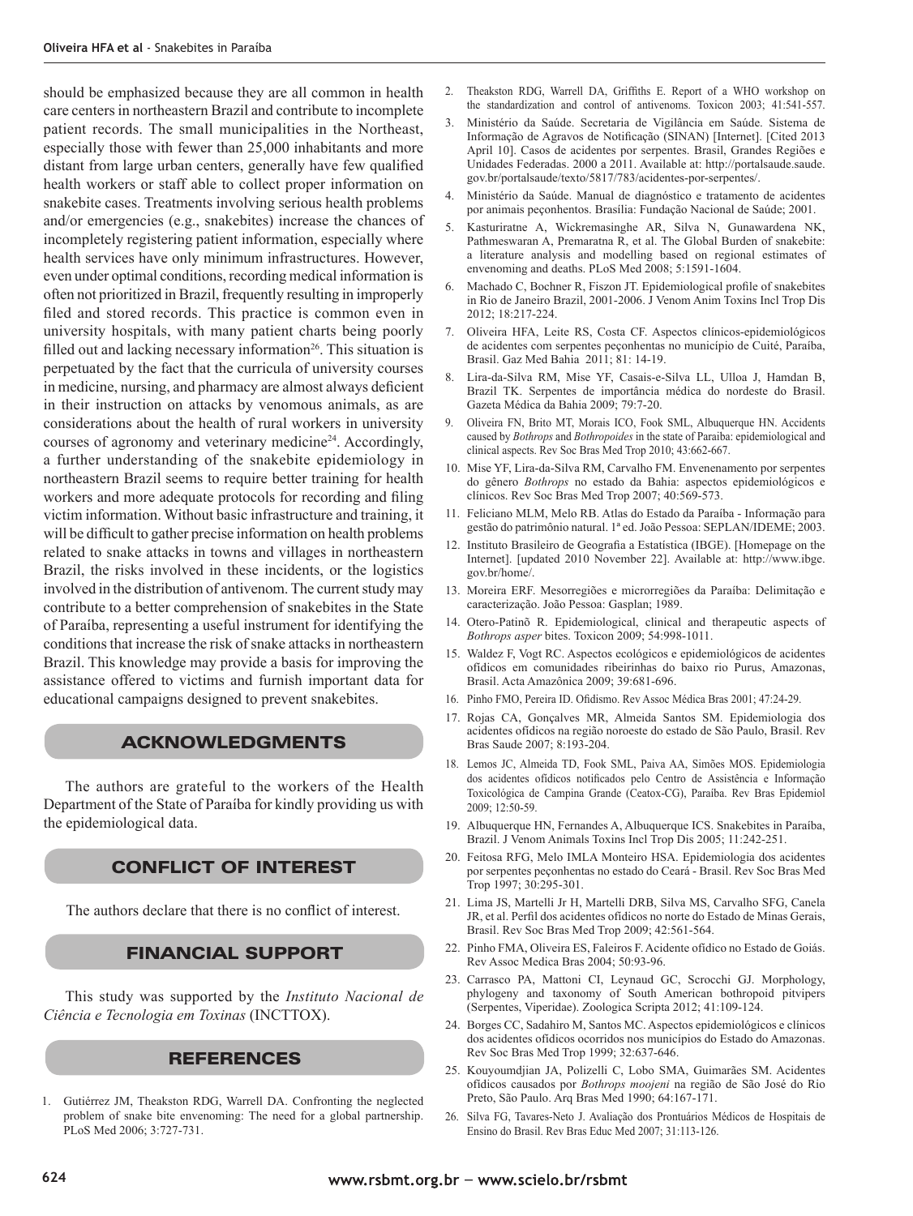should be emphasized because they are all common in health care centers in northeastern Brazil and contribute to incomplete patient records. The small municipalities in the Northeast, especially those with fewer than 25,000 inhabitants and more distant from large urban centers, generally have few qualified health workers or staff able to collect proper information on snakebite cases. Treatments involving serious health problems and/or emergencies (e.g., snakebites) increase the chances of incompletely registering patient information, especially where health services have only minimum infrastructures. However, even under optimal conditions, recording medical information is often not prioritized in Brazil, frequently resulting in improperly filed and stored records. This practice is common even in university hospitals, with many patient charts being poorly filled out and lacking necessary information[26]. This situation is perpetuated by the fact that the curricula of university courses in medicine, nursing, and pharmacy are almost always deficient in their instruction on attacks by venomous animals, as are considerations about the health of rural workers in university courses of agronomy and veterinary medicine[24]. Accordingly, a further understanding of the snakebite epidemiology in northeastern Brazil seems to require better training for health workers and more adequate protocols for recording and filing victim information. Without basic infrastructure and training, it will be difficult to gather precise information on health problems related to snake attacks in towns and villages in northeastern Brazil, the risks involved in these incidents, or the logistics involved in the distribution of antivenom. The current study may contribute to a better comprehension of snakebites in the State of Paraíba, representing a useful instrument for identifying the conditions that increase the risk of snake attacks in northeastern Brazil. This knowledge may provide a basis for improving the assistance offered to victims and furnish important data for educational campaigns designed to prevent snakebites.

## ACKNOWLEDGMENTS

The authors are grateful to the workers of the Health Department of the State of Paraíba for kindly providing us with the epidemiological data.

## CONFLICT OF INTEREST

The authors declare that there is no conflict of interest.

## FINANCIAL SUPPORT

This study was supported by the *Instituto Nacional de Ciência e Tecnologia em Toxinas* (INCTTOX).

## REFERENCES

1. Gutiérrez JM, Theakston RDG, Warrell DA. Confronting the neglected problem of snake bite envenoming: The need for a global partnership. PLoS Med 2006; 3:727-731.
2. Theakston RDG, Warrell DA, Griffiths E. Report of a WHO workshop on the standardization and control of antivenoms. Toxicon 2003; 41:541-557.
3. Ministério da Saúde. Secretaria de Vigilância em Saúde. Sistema de Informação de Agravos de Notificação (SINAN) [Internet]. [Cited 2013 April 10]. Casos de acidentes por serpentes. Brasil, Grandes Regiões e Unidades Federadas. 2000 a 2011. Available at: http://portalsaude.saude.gov.br/portalsaude/texto/5817/783/acidentes-por-serpentes/.
4. Ministério da Saúde. Manual de diagnóstico e tratamento de acidentes por animais peçonhentos. Brasília: Fundação Nacional de Saúde; 2001.
5. Kasturiratne A, Wickremasinghe AR, Silva N, Gunawardena NK, Pathmeswaran A, Premaratna R, et al. The Global Burden of snakebite: a literature analysis and modelling based on regional estimates of envenoming and deaths. PLoS Med 2008; 5:1591-1604.
6. Machado C, Bochner R, Fiszon JT. Epidemiological profile of snakebites in Rio de Janeiro Brazil, 2001-2006. J Venom Anim Toxins Incl Trop Dis 2012; 18:217-224.
7. Oliveira HFA, Leite RS, Costa CF. Aspectos clínicos-epidemiológicos de acidentes com serpentes peçonhentas no município de Cuité, Paraíba, Brasil. Gaz Med Bahia 2011; 81: 14-19.
8. Lira-da-Silva RM, Mise YF, Casais-e-Silva LL, Ulloa J, Hamdan B, Brazil TK. Serpentes de importância médica do nordeste do Brasil. Gazeta Médica da Bahia 2009; 79:7-20.
9. Oliveira FN, Brito MT, Morais ICO, Fook SML, Albuquerque HN. Accidents caused by *Bothrops* and *Bothropoides* in the state of Paraiba: epidemiological and clinical aspects. Rev Soc Bras Med Trop 2010; 43:662-667.
10. Mise YF, Lira-da-Silva RM, Carvalho FM. Envenenamento por serpentes do gênero *Bothrops* no estado da Bahia: aspectos epidemiológicos e clínicos. Rev Soc Bras Med Trop 2007; 40:569-573.
11. Feliciano MLM, Melo RB. Atlas do Estado da Paraíba - Informação para gestão do patrimônio natural. 1ª ed. João Pessoa: SEPLAN/IDEME; 2003.
12. Instituto Brasileiro de Geografia a Estatística (IBGE). [Homepage on the Internet]. [updated 2010 November 22]. Available at: http://www.ibge.gov.br/home/.
13. Moreira ERF. Mesorregiões e microrregiões da Paraíba: Delimitação e caracterização. João Pessoa: Gasplan; 1989.
14. Otero-Patinõ R. Epidemiological, clinical and therapeutic aspects of *Bothrops asper* bites. Toxicon 2009; 54:998-1011.
15. Waldez F, Vogt RC. Aspectos ecológicos e epidemiológicos de acidentes ofídicos em comunidades ribeirinhas do baixo rio Purus, Amazonas, Brasil. Acta Amazônica 2009; 39:681-696.
16. Pinho FMO, Pereira ID. Ofidismo. Rev Assoc Médica Bras 2001; 47:24-29.
17. Rojas CA, Gonçalves MR, Almeida Santos SM. Epidemiologia dos acidentes ofídicos na região noroeste do estado de São Paulo, Brasil. Rev Bras Saude 2007; 8:193-204.
18. Lemos JC, Almeida TD, Fook SML, Paiva AA, Simões MOS. Epidemiologia dos acidentes ofídicos notificados pelo Centro de Assistência e Informação Toxicológica de Campina Grande (Ceatox-CG), Paraíba. Rev Bras Epidemiol 2009; 12:50-59.
19. Albuquerque HN, Fernandes A, Albuquerque ICS. Snakebites in Paraíba, Brazil. J Venom Animals Toxins Incl Trop Dis 2005; 11:242-251.
20. Feitosa RFG, Melo IMLA Monteiro HSA. Epidemiologia dos acidentes por serpentes peçonhentas no estado do Ceará - Brasil. Rev Soc Bras Med Trop 1997; 30:295-301.
21. Lima JS, Martelli Jr H, Martelli DRB, Silva MS, Carvalho SFG, Canela JR, et al. Perfil dos acidentes ofídicos no norte do Estado de Minas Gerais, Brasil. Rev Soc Bras Med Trop 2009; 42:561-564.
22. Pinho FMA, Oliveira ES, Faleiros F. Acidente ofídico no Estado de Goiás. Rev Assoc Medica Bras 2004; 50:93-96.
23. Carrasco PA, Mattoni CI, Leynaud GC, Scrocchi GJ. Morphology, phylogeny and taxonomy of South American bothropoid pitvipers (Serpentes, Viperidae). Zoologica Scripta 2012; 41:109-124.
24. Borges CC, Sadahiro M, Santos MC. Aspectos epidemiológicos e clínicos dos acidentes ofídicos ocorridos nos municípios do Estado do Amazonas. Rev Soc Bras Med Trop 1999; 32:637-646.
25. Kouyoumdjian JA, Polizelli C, Lobo SMA, Guimarães SM. Acidentes ofídicos causados por *Bothrops moojeni* na região de São José do Rio Preto, São Paulo. Arq Bras Med 1990; 64:167-171.
26. Silva FG, Tavares-Neto J. Avaliação dos Prontuários Médicos de Hospitais de Ensino do Brasil. Rev Bras Educ Med 2007; 31:113-126.